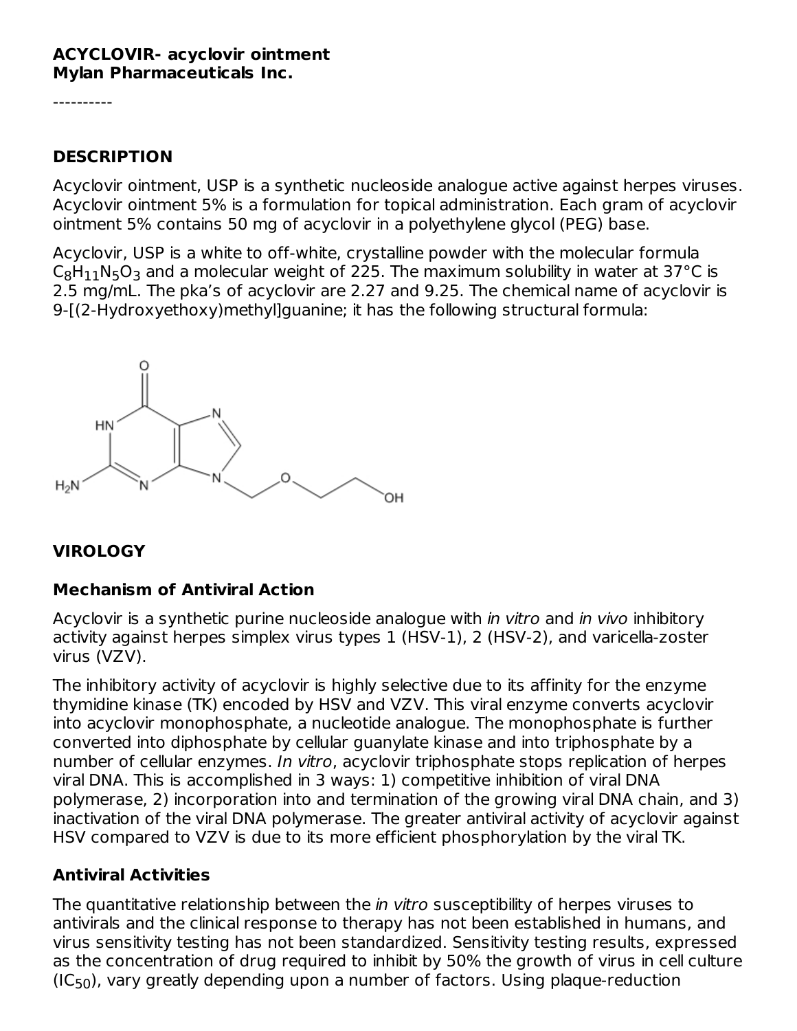**ACYCLOVIR- acyclovir ointment**
**Mylan Pharmaceuticals Inc.**

----------

## DESCRIPTION

Acyclovir ointment, USP is a synthetic nucleoside analogue active against herpes viruses. Acyclovir ointment 5% is a formulation for topical administration. Each gram of acyclovir ointment 5% contains 50 mg of acyclovir in a polyethylene glycol (PEG) base.

Acyclovir, USP is a white to off-white, crystalline powder with the molecular formula $C_8H_{11}N_5O_3$ and a molecular weight of 225. The maximum solubility in water at 37°C is 2.5 mg/mL. The pka's of acyclovir are 2.27 and 9.25. The chemical name of acyclovir is 9-[(2-Hydroxyethoxy)methyl]guanine; it has the following structural formula:

## VIROLOGY

### Mechanism of Antiviral Action

Acyclovir is a synthetic purine nucleoside analogue with *in vitro* and *in vivo* inhibitory activity against herpes simplex virus types 1 (HSV-1), 2 (HSV-2), and varicella-zoster virus (VZV).

The inhibitory activity of acyclovir is highly selective due to its affinity for the enzyme thymidine kinase (TK) encoded by HSV and VZV. This viral enzyme converts acyclovir into acyclovir monophosphate, a nucleotide analogue. The monophosphate is further converted into diphosphate by cellular guanylate kinase and into triphosphate by a number of cellular enzymes. *In vitro*, acyclovir triphosphate stops replication of herpes viral DNA. This is accomplished in 3 ways: 1) competitive inhibition of viral DNA polymerase, 2) incorporation into and termination of the growing viral DNA chain, and 3) inactivation of the viral DNA polymerase. The greater antiviral activity of acyclovir against HSV compared to VZV is due to its more efficient phosphorylation by the viral TK.

### Antiviral Activities

The quantitative relationship between the *in vitro* susceptibility of herpes viruses to antivirals and the clinical response to therapy has not been established in humans, and virus sensitivity testing has not been standardized. Sensitivity testing results, expressed as the concentration of drug required to inhibit by 50% the growth of virus in cell culture ($IC_{50}$), vary greatly depending upon a number of factors. Using plaque-reduction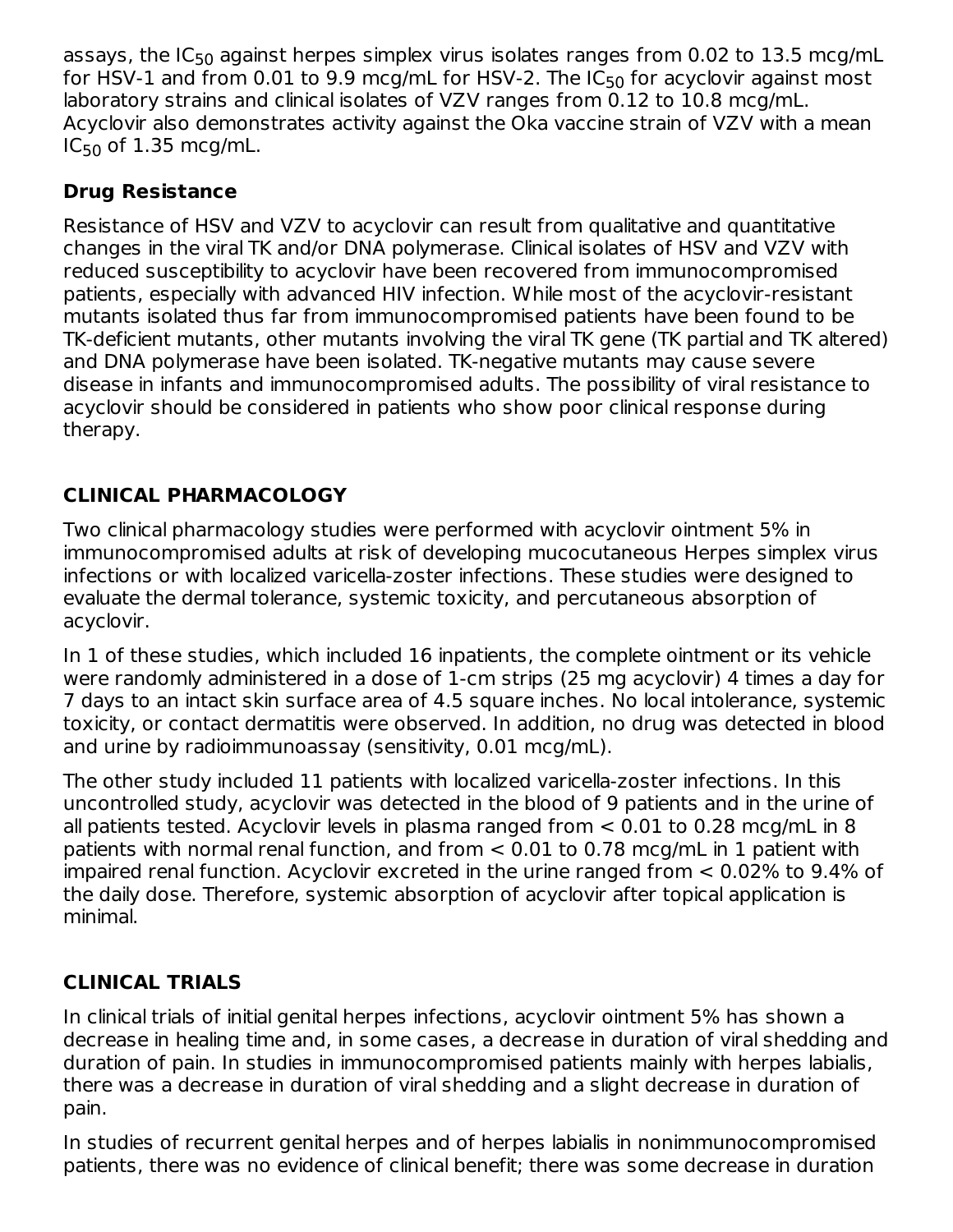assays, the $IC_{50}$ against herpes simplex virus isolates ranges from 0.02 to 13.5 mcg/mL for HSV-1 and from 0.01 to 9.9 mcg/mL for HSV-2. The $IC_{50}$ for acyclovir against most laboratory strains and clinical isolates of VZV ranges from 0.12 to 10.8 mcg/mL. Acyclovir also demonstrates activity against the Oka vaccine strain of VZV with a mean $IC_{50}$ of 1.35 mcg/mL.

**Drug Resistance**

Resistance of HSV and VZV to acyclovir can result from qualitative and quantitative changes in the viral TK and/or DNA polymerase. Clinical isolates of HSV and VZV with reduced susceptibility to acyclovir have been recovered from immunocompromised patients, especially with advanced HIV infection. While most of the acyclovir-resistant mutants isolated thus far from immunocompromised patients have been found to be TK-deficient mutants, other mutants involving the viral TK gene (TK partial and TK altered) and DNA polymerase have been isolated. TK-negative mutants may cause severe disease in infants and immunocompromised adults. The possibility of viral resistance to acyclovir should be considered in patients who show poor clinical response during therapy.

## CLINICAL PHARMACOLOGY

Two clinical pharmacology studies were performed with acyclovir ointment 5% in immunocompromised adults at risk of developing mucocutaneous Herpes simplex virus infections or with localized varicella-zoster infections. These studies were designed to evaluate the dermal tolerance, systemic toxicity, and percutaneous absorption of acyclovir.

In 1 of these studies, which included 16 inpatients, the complete ointment or its vehicle were randomly administered in a dose of 1-cm strips (25 mg acyclovir) 4 times a day for 7 days to an intact skin surface area of 4.5 square inches. No local intolerance, systemic toxicity, or contact dermatitis were observed. In addition, no drug was detected in blood and urine by radioimmunoassay (sensitivity, 0.01 mcg/mL).

The other study included 11 patients with localized varicella-zoster infections. In this uncontrolled study, acyclovir was detected in the blood of 9 patients and in the urine of all patients tested. Acyclovir levels in plasma ranged from < 0.01 to 0.28 mcg/mL in 8 patients with normal renal function, and from < 0.01 to 0.78 mcg/mL in 1 patient with impaired renal function. Acyclovir excreted in the urine ranged from < 0.02% to 9.4% of the daily dose. Therefore, systemic absorption of acyclovir after topical application is minimal.

## CLINICAL TRIALS

In clinical trials of initial genital herpes infections, acyclovir ointment 5% has shown a decrease in healing time and, in some cases, a decrease in duration of viral shedding and duration of pain. In studies in immunocompromised patients mainly with herpes labialis, there was a decrease in duration of viral shedding and a slight decrease in duration of pain.

In studies of recurrent genital herpes and of herpes labialis in nonimmunocompromised patients, there was no evidence of clinical benefit; there was some decrease in duration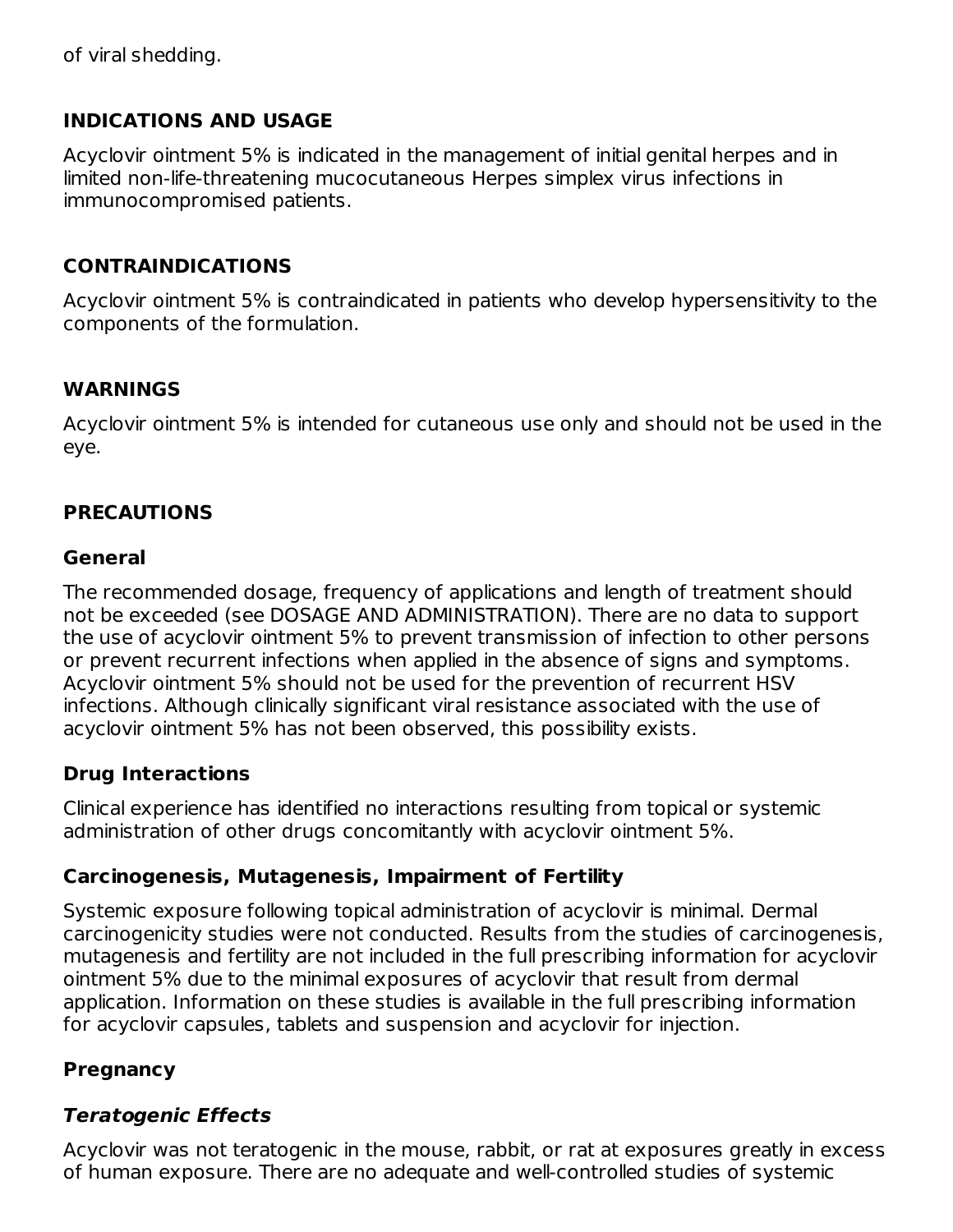of viral shedding.

## INDICATIONS AND USAGE

Acyclovir ointment 5% is indicated in the management of initial genital herpes and in limited non-life-threatening mucocutaneous Herpes simplex virus infections in immunocompromised patients.

## CONTRAINDICATIONS

Acyclovir ointment 5% is contraindicated in patients who develop hypersensitivity to the components of the formulation.

## WARNINGS

Acyclovir ointment 5% is intended for cutaneous use only and should not be used in the eye.

## PRECAUTIONS

### General

The recommended dosage, frequency of applications and length of treatment should not be exceeded (see DOSAGE AND ADMINISTRATION). There are no data to support the use of acyclovir ointment 5% to prevent transmission of infection to other persons or prevent recurrent infections when applied in the absence of signs and symptoms. Acyclovir ointment 5% should not be used for the prevention of recurrent HSV infections. Although clinically significant viral resistance associated with the use of acyclovir ointment 5% has not been observed, this possibility exists.

### Drug Interactions

Clinical experience has identified no interactions resulting from topical or systemic administration of other drugs concomitantly with acyclovir ointment 5%.

### Carcinogenesis, Mutagenesis, Impairment of Fertility

Systemic exposure following topical administration of acyclovir is minimal. Dermal carcinogenicity studies were not conducted. Results from the studies of carcinogenesis, mutagenesis and fertility are not included in the full prescribing information for acyclovir ointment 5% due to the minimal exposures of acyclovir that result from dermal application. Information on these studies is available in the full prescribing information for acyclovir capsules, tablets and suspension and acyclovir for injection.

### Pregnancy

#### *Teratogenic Effects*

Acyclovir was not teratogenic in the mouse, rabbit, or rat at exposures greatly in excess of human exposure. There are no adequate and well-controlled studies of systemic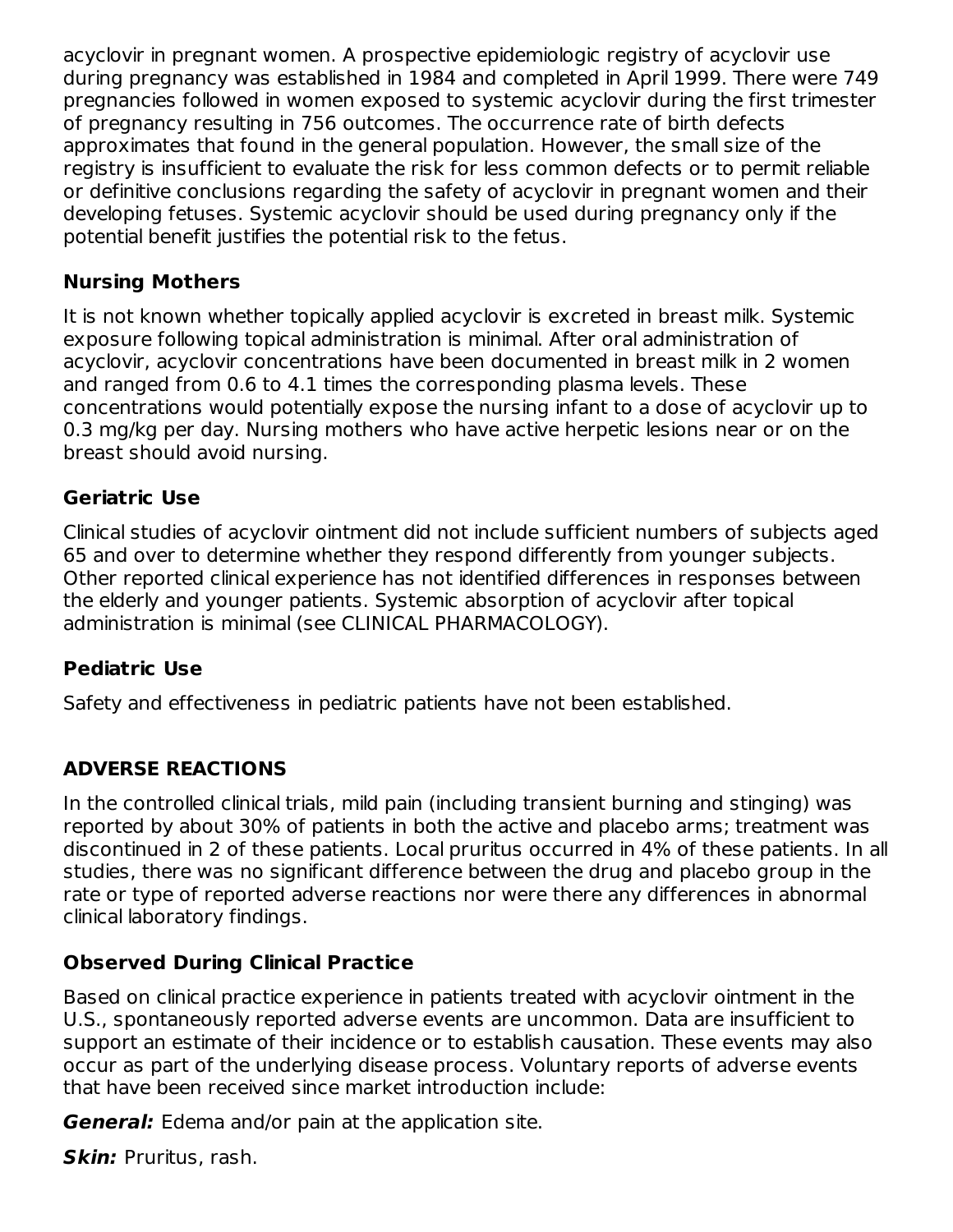acyclovir in pregnant women. A prospective epidemiologic registry of acyclovir use during pregnancy was established in 1984 and completed in April 1999. There were 749 pregnancies followed in women exposed to systemic acyclovir during the first trimester of pregnancy resulting in 756 outcomes. The occurrence rate of birth defects approximates that found in the general population. However, the small size of the registry is insufficient to evaluate the risk for less common defects or to permit reliable or definitive conclusions regarding the safety of acyclovir in pregnant women and their developing fetuses. Systemic acyclovir should be used during pregnancy only if the potential benefit justifies the potential risk to the fetus.

### Nursing Mothers

It is not known whether topically applied acyclovir is excreted in breast milk. Systemic exposure following topical administration is minimal. After oral administration of acyclovir, acyclovir concentrations have been documented in breast milk in 2 women and ranged from 0.6 to 4.1 times the corresponding plasma levels. These concentrations would potentially expose the nursing infant to a dose of acyclovir up to 0.3 mg/kg per day. Nursing mothers who have active herpetic lesions near or on the breast should avoid nursing.

### Geriatric Use

Clinical studies of acyclovir ointment did not include sufficient numbers of subjects aged 65 and over to determine whether they respond differently from younger subjects. Other reported clinical experience has not identified differences in responses between the elderly and younger patients. Systemic absorption of acyclovir after topical administration is minimal (see CLINICAL PHARMACOLOGY).

### Pediatric Use

Safety and effectiveness in pediatric patients have not been established.

## ADVERSE REACTIONS

In the controlled clinical trials, mild pain (including transient burning and stinging) was reported by about 30% of patients in both the active and placebo arms; treatment was discontinued in 2 of these patients. Local pruritus occurred in 4% of these patients. In all studies, there was no significant difference between the drug and placebo group in the rate or type of reported adverse reactions nor were there any differences in abnormal clinical laboratory findings.

### Observed During Clinical Practice

Based on clinical practice experience in patients treated with acyclovir ointment in the U.S., spontaneously reported adverse events are uncommon. Data are insufficient to support an estimate of their incidence or to establish causation. These events may also occur as part of the underlying disease process. Voluntary reports of adverse events that have been received since market introduction include:

***General:*** Edema and/or pain at the application site.

***Skin:*** Pruritus, rash.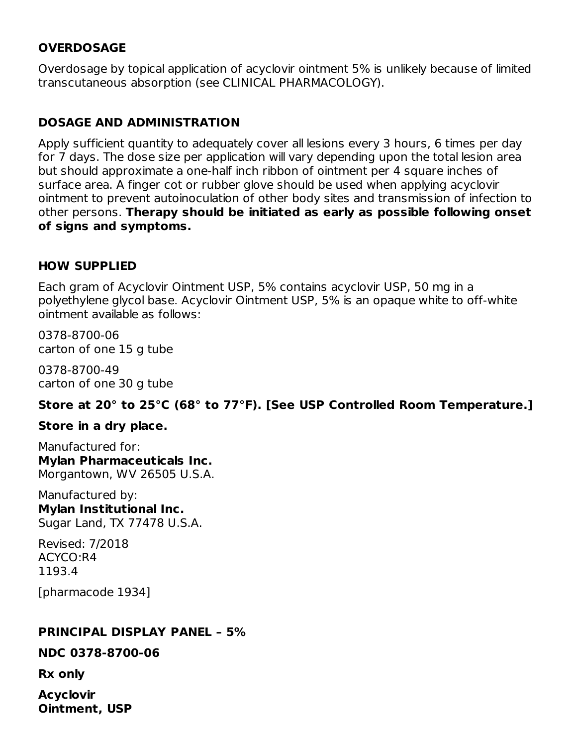## OVERDOSAGE

Overdosage by topical application of acyclovir ointment 5% is unlikely because of limited transcutaneous absorption (see CLINICAL PHARMACOLOGY).

## DOSAGE AND ADMINISTRATION

Apply sufficient quantity to adequately cover all lesions every 3 hours, 6 times per day for 7 days. The dose size per application will vary depending upon the total lesion area but should approximate a one-half inch ribbon of ointment per 4 square inches of surface area. A finger cot or rubber glove should be used when applying acyclovir ointment to prevent autoinoculation of other body sites and transmission of infection to other persons. **Therapy should be initiated as early as possible following onset of signs and symptoms.**

## HOW SUPPLIED

Each gram of Acyclovir Ointment USP, 5% contains acyclovir USP, 50 mg in a polyethylene glycol base. Acyclovir Ointment USP, 5% is an opaque white to off-white ointment available as follows:

0378-8700-06
carton of one 15 g tube

0378-8700-49
carton of one 30 g tube

**Store at 20° to 25°C (68° to 77°F). [See USP Controlled Room Temperature.]**

**Store in a dry place.**

Manufactured for:
**Mylan Pharmaceuticals Inc.**
Morgantown, WV 26505 U.S.A.

Manufactured by:
**Mylan Institutional Inc.**
Sugar Land, TX 77478 U.S.A.

Revised: 7/2018
ACYCO:R4
1193.4

[pharmacode 1934]

## PRINCIPAL DISPLAY PANEL – 5%

**NDC 0378-8700-06**

**Rx only**

**Acyclovir**
**Ointment, USP**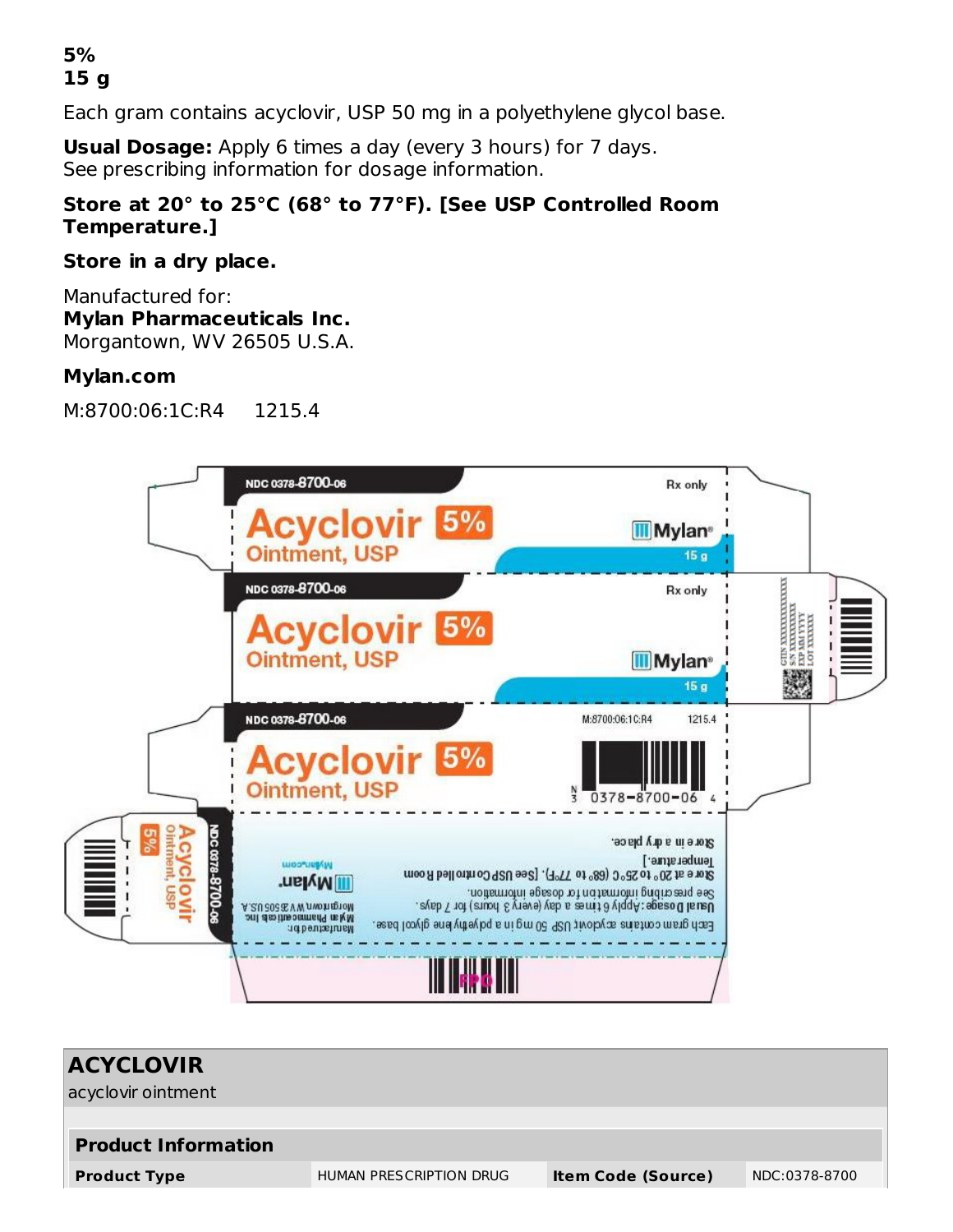**5%**
**15 g**

Each gram contains acyclovir, USP 50 mg in a polyethylene glycol base.

**Usual Dosage:** Apply 6 times a day (every 3 hours) for 7 days.
See prescribing information for dosage information.

**Store at 20° to 25°C (68° to 77°F). [See USP Controlled Room Temperature.]**

**Store in a dry place.**

Manufactured for:
**Mylan Pharmaceuticals Inc.**
Morgantown, WV 26505 U.S.A.

**Mylan.com**

M:8700:06:1C:R4 1215.4

NDC 0378-8700-06

Rx only

Acyclovir 5%
Ointment, USP

Mylan®

15 g

M:8700:06:1C:R4 1215.4

N 3 0378-8700-06 4

Each gram contains acyclovir USP 50 mg in a polyethylene glycol base.
Usual Dosage: Apply 6 times a day (every 3 hours) for 7 days.
See prescribing information for dosage information.
Store at 20° to 25°C (68° to 77°F). [See USP Controlled Room Temperature.]
Store in a dry place.

Manufactured for:
Mylan Pharmaceuticals Inc.
Morgantown, WV 26505 U.S.A.
Mylan.com

GTIN XXXXXXXXXXXXXX
S/N XXXXXXXXXXXX
EXP MM YYYY
LOT XXXXXXX

| **ACYCLOVIR** | | | |
|---|---|---|---|
| acyclovir ointment | | | |
| **Product Information** | | | |
| **Product Type** | HUMAN PRESCRIPTION DRUG | **Item Code (Source)** | NDC:0378-8700 |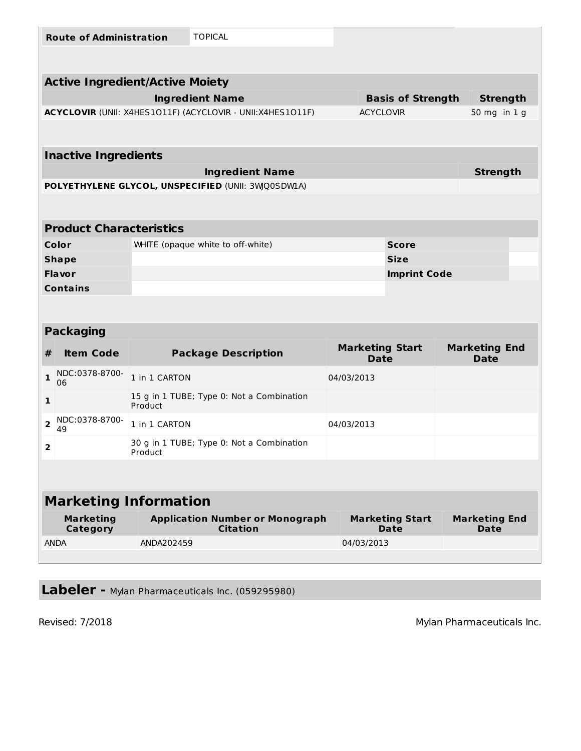| | | |
|---|---|---|
| **Route of Administration** | TOPICAL | |

## Active Ingredient/Active Moiety

| Ingredient Name | Basis of Strength | Strength |
|---|---|---|
| **ACYCLOVIR** (UNII: X4HES1O11F) (ACYCLOVIR - UNII:X4HES1O11F) | ACYCLOVIR | 50 mg in 1 g |

## Inactive Ingredients

| Ingredient Name | Strength |
|---|---|
| **POLYETHYLENE GLYCOL, UNSPECIFIED** (UNII: 3WJQ0SDW1A) | |

## Product Characteristics

| | | | |
|---|---|---|---|
| **Color** | WHITE (opaque white to off-white) | **Score** | |
| **Shape** | | **Size** | |
| **Flavor** | | **Imprint Code** | |
| **Contains** | | | |

## Packaging

| # | Item Code | Package Description | Marketing Start Date | Marketing End Date |
|---|---|---|---|---|
| 1 | NDC:0378-8700-06 | 1 in 1 CARTON | 04/03/2013 | |
| 1 | | 15 g in 1 TUBE; Type 0: Not a Combination Product | | |
| 2 | NDC:0378-8700-49 | 1 in 1 CARTON | 04/03/2013 | |
| 2 | | 30 g in 1 TUBE; Type 0: Not a Combination Product | | |

## Marketing Information

| Marketing Category | Application Number or Monograph Citation | Marketing Start Date | Marketing End Date |
|---|---|---|---|
| ANDA | ANDA202459 | 04/03/2013 | |

## Labeler - Mylan Pharmaceuticals Inc. (059295980)

Revised: 7/2018

Mylan Pharmaceuticals Inc.